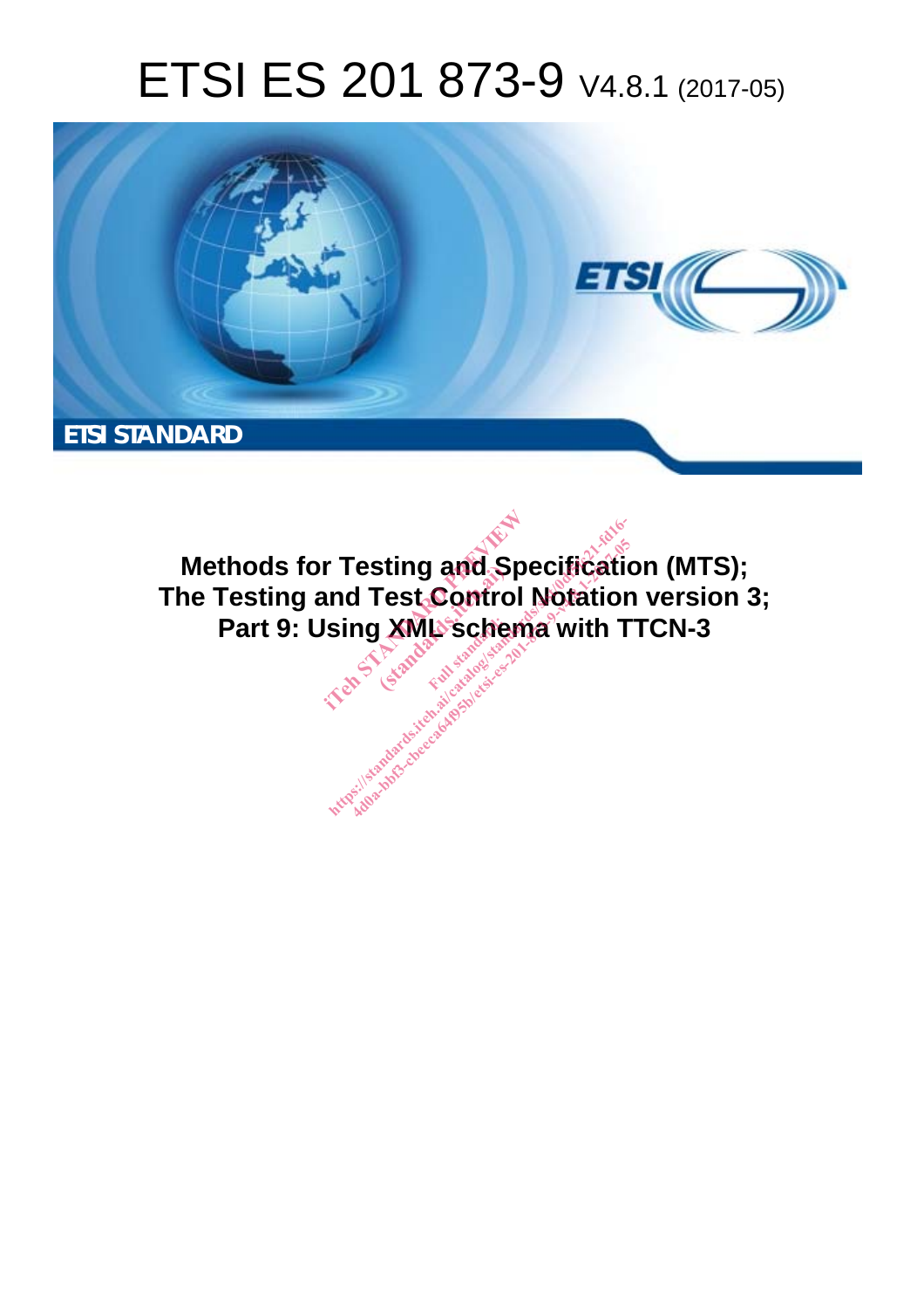# ETSI ES 201 873-9 V4.8.1 (2017-05)

**ETSI STANDARD**

**Methods for Testing and Specification (MTS); The Testing and Test Control Notation version 3; Part 9: Using XML schema with TTCN-3**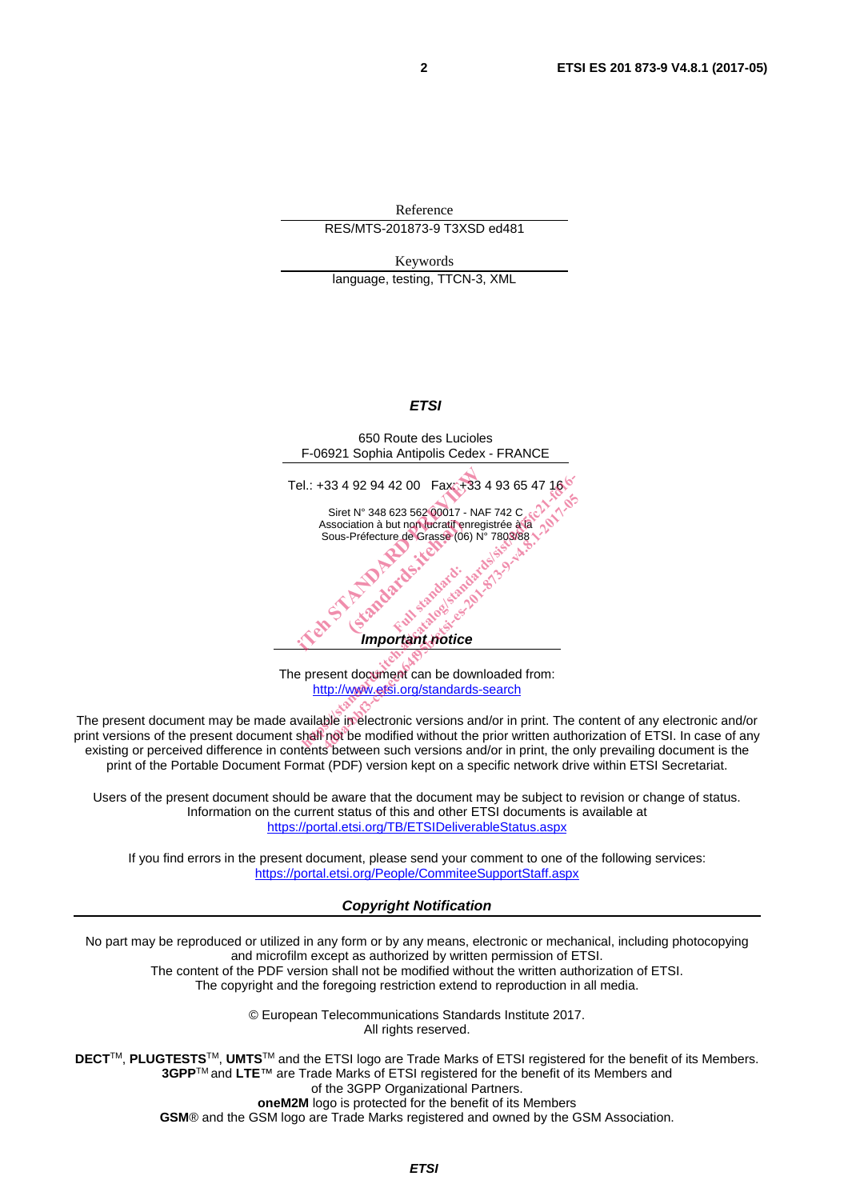Reference

RES/MTS-201873-9 T3XSD ed481

Keywords

language, testing, TTCN-3, XML

***ETSI***

650 Route des Lucioles
F-06921 Sophia Antipolis Cedex - FRANCE

Tel.: +33 4 92 94 42 00 Fax: +33 4 93 65 47 16

Siret N° 348 623 562 00017 - NAF 742 C
Association à but non lucratif enregistrée à la
Sous-Préfecture de Grasse (06) N° 7803/88

***Important notice***

The present document can be downloaded from:
http://www.etsi.org/standards-search

The present document may be made available in electronic versions and/or in print. The content of any electronic and/or print versions of the present document shall not be modified without the prior written authorization of ETSI. In case of any existing or perceived difference in contents between such versions and/or in print, the only prevailing document is the print of the Portable Document Format (PDF) version kept on a specific network drive within ETSI Secretariat.

Users of the present document should be aware that the document may be subject to revision or change of status. Information on the current status of this and other ETSI documents is available at
https://portal.etsi.org/TB/ETSIDeliverableStatus.aspx

If you find errors in the present document, please send your comment to one of the following services:
https://portal.etsi.org/People/CommiteeSupportStaff.aspx

***Copyright Notification***

No part may be reproduced or utilized in any form or by any means, electronic or mechanical, including photocopying and microfilm except as authorized by written permission of ETSI.
The content of the PDF version shall not be modified without the written authorization of ETSI.
The copyright and the foregoing restriction extend to reproduction in all media.

© European Telecommunications Standards Institute 2017.
All rights reserved.

**DECT**TM, **PLUGTESTS**TM, **UMTS**TM and the ETSI logo are Trade Marks of ETSI registered for the benefit of its Members.
**3GPP**TM and **LTE**™ are Trade Marks of ETSI registered for the benefit of its Members and of the 3GPP Organizational Partners.
**oneM2M** logo is protected for the benefit of its Members
**GSM**® and the GSM logo are Trade Marks registered and owned by the GSM Association.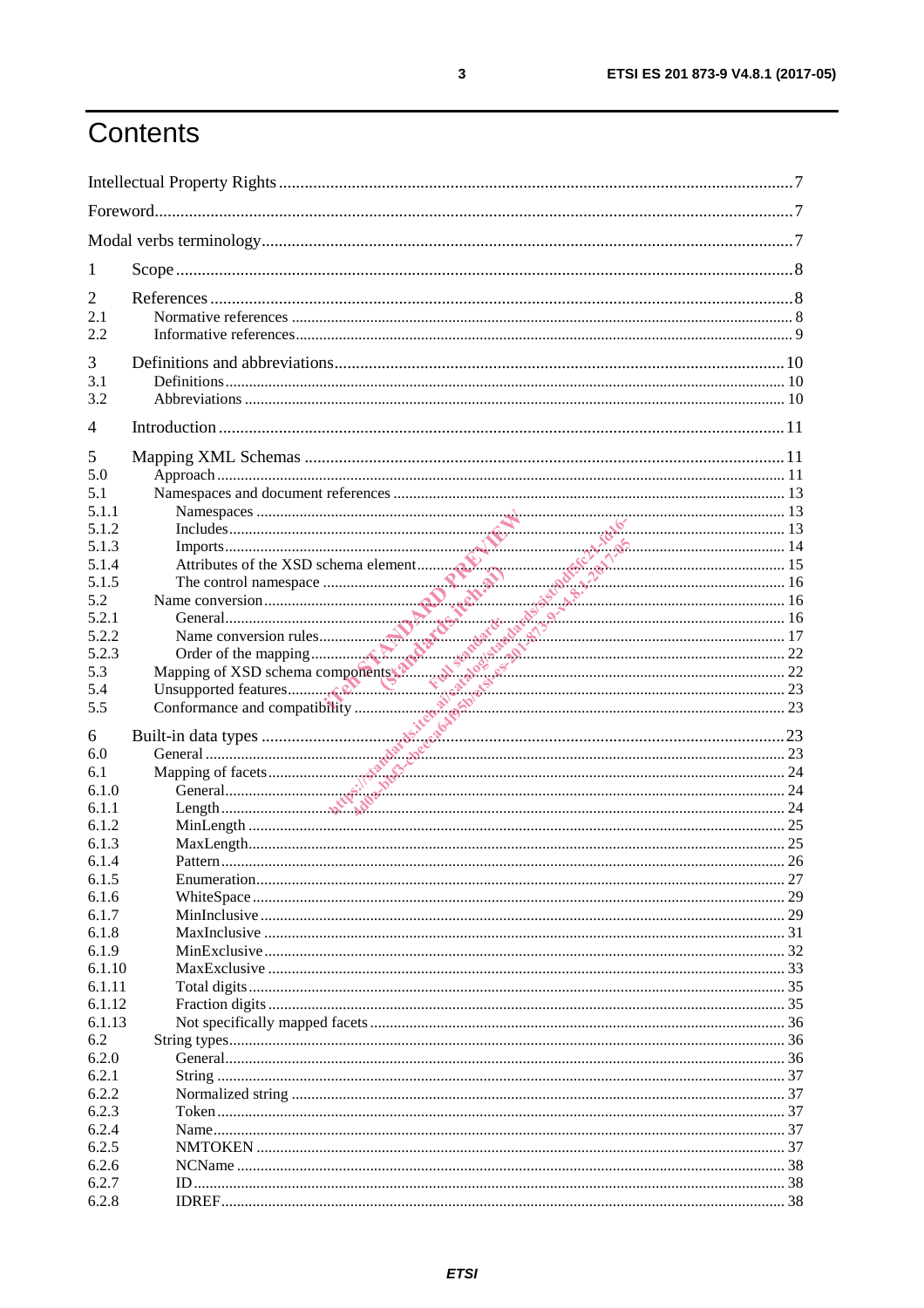# Contents

Intellectual Property Rights ....... 7
Foreword ....... 7
Modal verbs terminology ....... 7

1 Scope ....... 8

2 References ....... 8
2.1 Normative references ....... 8
2.2 Informative references ....... 9

3 Definitions and abbreviations ....... 10
3.1 Definitions ....... 10
3.2 Abbreviations ....... 10

4 Introduction ....... 11

5 Mapping XML Schemas ....... 11
5.0 Approach ....... 11
5.1 Namespaces and document references ....... 13
5.1.1 Namespaces ....... 13
5.1.2 Includes ....... 13
5.1.3 Imports ....... 14
5.1.4 Attributes of the XSD schema element ....... 15
5.1.5 The control namespace ....... 16
5.2 Name conversion ....... 16
5.2.1 General ....... 16
5.2.2 Name conversion rules ....... 17
5.2.3 Order of the mapping ....... 22
5.3 Mapping of XSD schema components ....... 22
5.4 Unsupported features ....... 23
5.5 Conformance and compatibility ....... 23

6 Built-in data types ....... 23
6.0 General ....... 23
6.1 Mapping of facets ....... 24
6.1.0 General ....... 24
6.1.1 Length ....... 24
6.1.2 MinLength ....... 25
6.1.3 MaxLength ....... 25
6.1.4 Pattern ....... 26
6.1.5 Enumeration ....... 27
6.1.6 WhiteSpace ....... 29
6.1.7 MinInclusive ....... 29
6.1.8 MaxInclusive ....... 31
6.1.9 MinExclusive ....... 32
6.1.10 MaxExclusive ....... 33
6.1.11 Total digits ....... 35
6.1.12 Fraction digits ....... 35
6.1.13 Not specifically mapped facets ....... 36
6.2 String types ....... 36
6.2.0 General ....... 36
6.2.1 String ....... 37
6.2.2 Normalized string ....... 37
6.2.3 Token ....... 37
6.2.4 Name ....... 37
6.2.5 NMTOKEN ....... 37
6.2.6 NCName ....... 38
6.2.7 ID ....... 38
6.2.8 IDREF ....... 38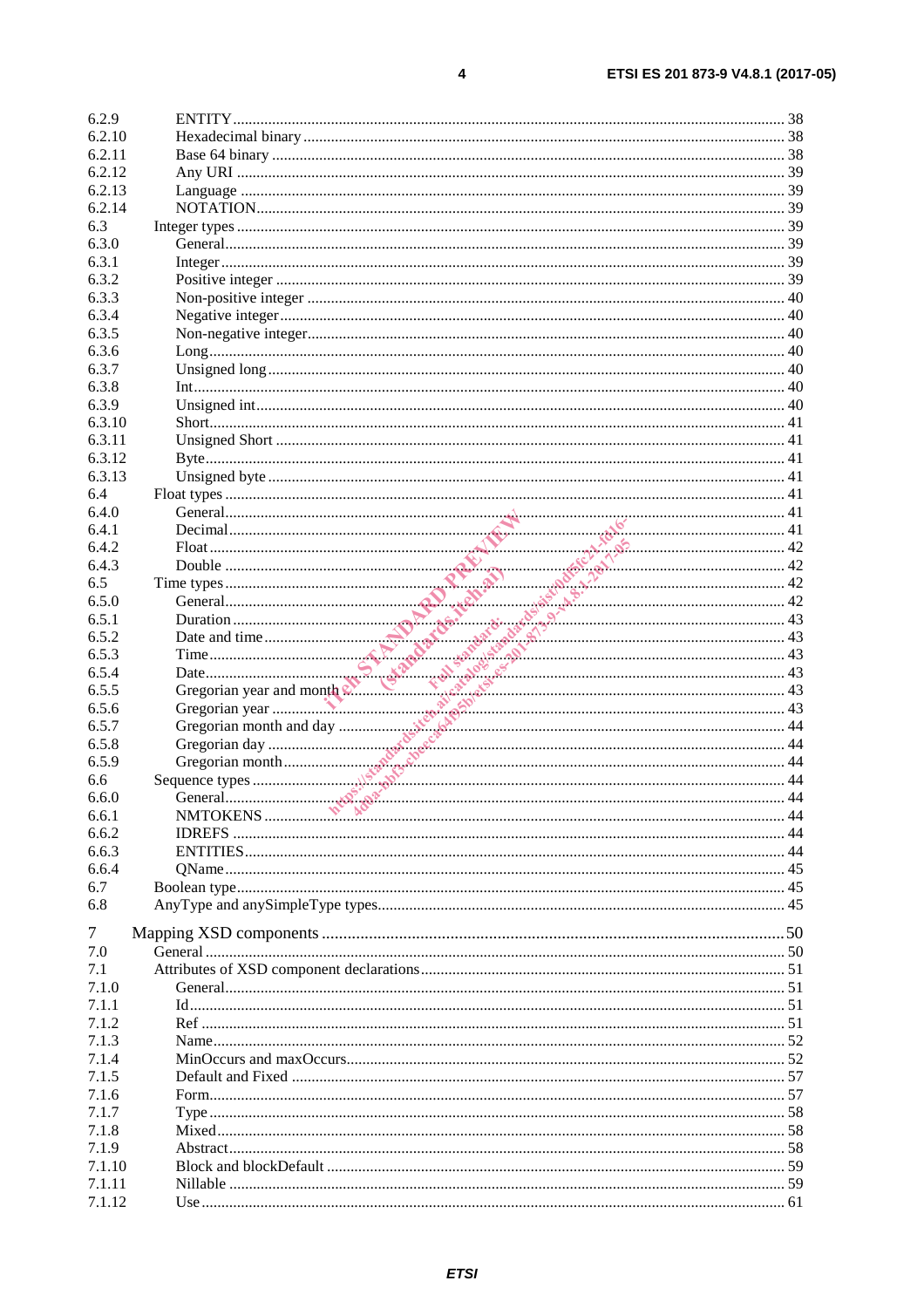6.2.9 ENTITY ... 38
6.2.10 Hexadecimal binary ... 38
6.2.11 Base 64 binary ... 38
6.2.12 Any URI ... 39
6.2.13 Language ... 39
6.2.14 NOTATION ... 39
6.3 Integer types ... 39
6.3.0 General ... 39
6.3.1 Integer ... 39
6.3.2 Positive integer ... 39
6.3.3 Non-positive integer ... 40
6.3.4 Negative integer ... 40
6.3.5 Non-negative integer ... 40
6.3.6 Long ... 40
6.3.7 Unsigned long ... 40
6.3.8 Int ... 40
6.3.9 Unsigned int ... 40
6.3.10 Short ... 41
6.3.11 Unsigned Short ... 41
6.3.12 Byte ... 41
6.3.13 Unsigned byte ... 41
6.4 Float types ... 41
6.4.0 General ... 41
6.4.1 Decimal ... 41
6.4.2 Float ... 42
6.4.3 Double ... 42
6.5 Time types ... 42
6.5.0 General ... 42
6.5.1 Duration ... 43
6.5.2 Date and time ... 43
6.5.3 Time ... 43
6.5.4 Date ... 43
6.5.5 Gregorian year and month ... 43
6.5.6 Gregorian year ... 43
6.5.7 Gregorian month and day ... 44
6.5.8 Gregorian day ... 44
6.5.9 Gregorian month ... 44
6.6 Sequence types ... 44
6.6.0 General ... 44
6.6.1 NMTOKENS ... 44
6.6.2 IDREFS ... 44
6.6.3 ENTITIES ... 44
6.6.4 QName ... 45
6.7 Boolean type ... 45
6.8 AnyType and anySimpleType types ... 45

7 Mapping XSD components ... 50
7.0 General ... 50
7.1 Attributes of XSD component declarations ... 51
7.1.0 General ... 51
7.1.1 Id ... 51
7.1.2 Ref ... 51
7.1.3 Name ... 52
7.1.4 MinOccurs and maxOccurs ... 52
7.1.5 Default and Fixed ... 57
7.1.6 Form ... 57
7.1.7 Type ... 58
7.1.8 Mixed ... 58
7.1.9 Abstract ... 58
7.1.10 Block and blockDefault ... 59
7.1.11 Nillable ... 59
7.1.12 Use ... 61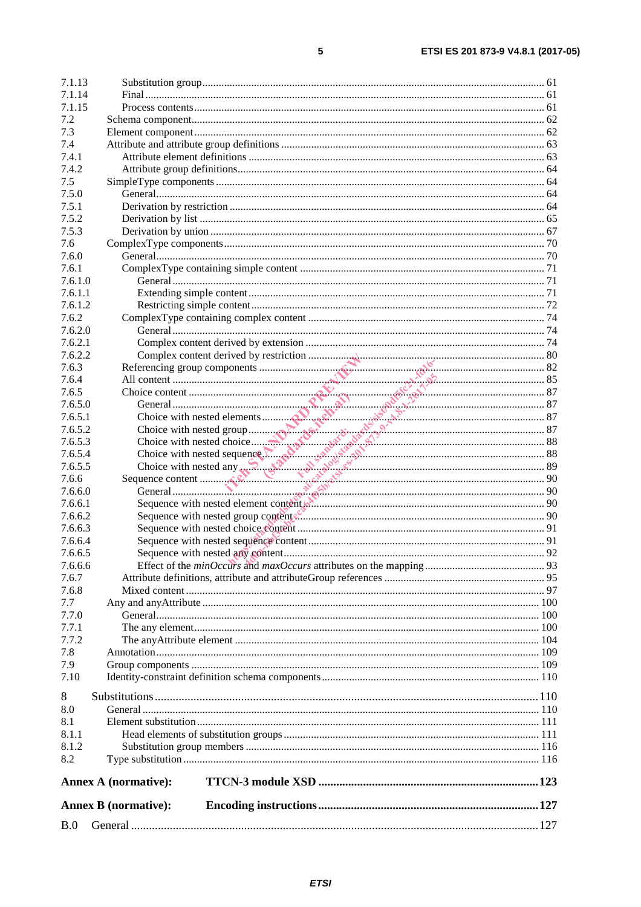7.1.13 Substitution group ... 61
7.1.14 Final ... 61
7.1.15 Process contents ... 61
7.2 Schema component ... 62
7.3 Element component ... 62
7.4 Attribute and attribute group definitions ... 63
7.4.1 Attribute element definitions ... 63
7.4.2 Attribute group definitions ... 64
7.5 SimpleType components ... 64
7.5.0 General ... 64
7.5.1 Derivation by restriction ... 64
7.5.2 Derivation by list ... 65
7.5.3 Derivation by union ... 67
7.6 ComplexType components ... 70
7.6.0 General ... 70
7.6.1 ComplexType containing simple content ... 71
7.6.1.0 General ... 71
7.6.1.1 Extending simple content ... 71
7.6.1.2 Restricting simple content ... 72
7.6.2 ComplexType containing complex content ... 74
7.6.2.0 General ... 74
7.6.2.1 Complex content derived by extension ... 74
7.6.2.2 Complex content derived by restriction ... 80
7.6.3 Referencing group components ... 82
7.6.4 All content ... 85
7.6.5 Choice content ... 87
7.6.5.0 General ... 87
7.6.5.1 Choice with nested elements ... 87
7.6.5.2 Choice with nested group ... 87
7.6.5.3 Choice with nested choice ... 88
7.6.5.4 Choice with nested sequence ... 88
7.6.5.5 Choice with nested any ... 89
7.6.6 Sequence content ... 90
7.6.6.0 General ... 90
7.6.6.1 Sequence with nested element content ... 90
7.6.6.2 Sequence with nested group content ... 90
7.6.6.3 Sequence with nested choice content ... 91
7.6.6.4 Sequence with nested sequence content ... 91
7.6.6.5 Sequence with nested any content ... 92
7.6.6.6 Effect of the *minOccurs* and *maxOccurs* attributes on the mapping ... 93
7.6.7 Attribute definitions, attribute and attributeGroup references ... 95
7.6.8 Mixed content ... 97
7.7 Any and anyAttribute ... 100
7.7.0 General ... 100
7.7.1 The any element ... 100
7.7.2 The anyAttribute element ... 104
7.8 Annotation ... 109
7.9 Group components ... 109
7.10 Identity-constraint definition schema components ... 110

8 Substitutions ... 110
8.0 General ... 110
8.1 Element substitution ... 111
8.1.1 Head elements of substitution groups ... 111
8.1.2 Substitution group members ... 116
8.2 Type substitution ... 116

**Annex A (normative): TTCN-3 module XSD ... 123**

**Annex B (normative): Encoding instructions ... 127**

B.0 General ... 127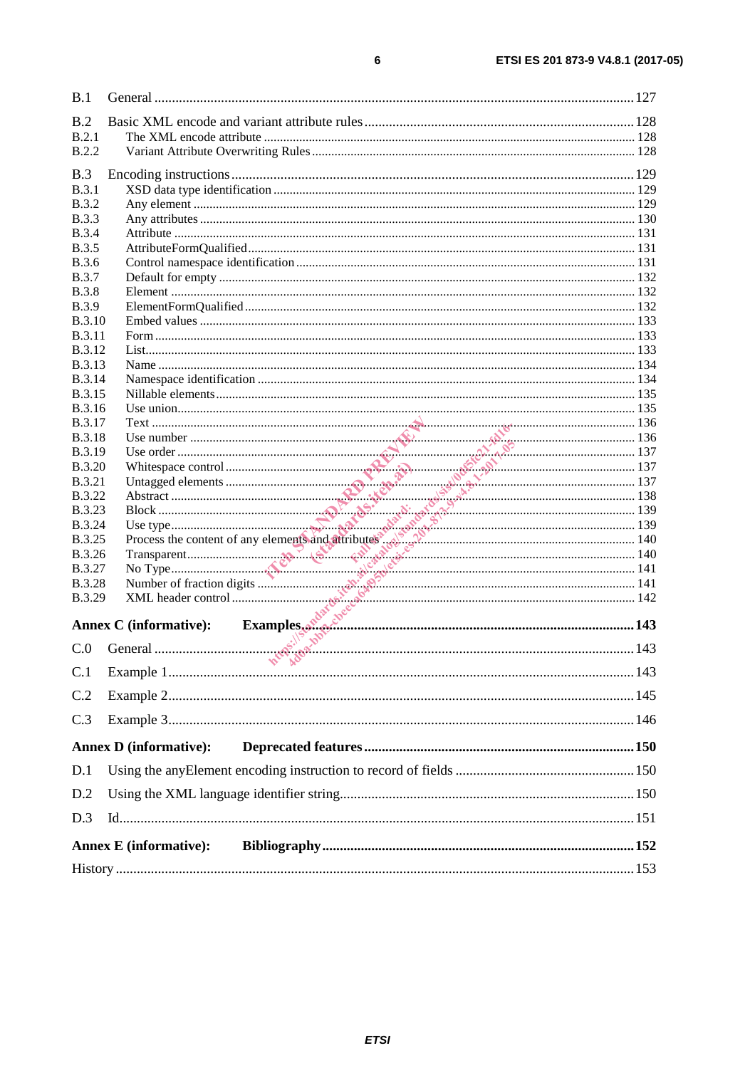B.1 General ........................................................................................................................ 127

B.2 Basic XML encode and variant attribute rules ............................................................................ 128
B.2.1 The XML encode attribute .................................................................................................... 128
B.2.2 Variant Attribute Overwriting Rules ....................................................................................... 128

B.3 Encoding instructions ................................................................................................................ 129
B.3.1 XSD data type identification ................................................................................................. 129
B.3.2 Any element ........................................................................................................................ 129
B.3.3 Any attributes ...................................................................................................................... 130
B.3.4 Attribute ............................................................................................................................. 131
B.3.5 AttributeFormQualified ......................................................................................................... 131
B.3.6 Control namespace identification .......................................................................................... 131
B.3.7 Default for empty ................................................................................................................. 132
B.3.8 Element .............................................................................................................................. 132
B.3.9 ElementFormQualified .......................................................................................................... 132
B.3.10 Embed values ..................................................................................................................... 133
B.3.11 Form .................................................................................................................................. 133
B.3.12 List..................................................................................................................................... 133
B.3.13 Name ................................................................................................................................. 134
B.3.14 Namespace identification ..................................................................................................... 134
B.3.15 Nillable elements ................................................................................................................. 135
B.3.16 Use union ............................................................................................................................ 135
B.3.17 Text .................................................................................................................................... 136
B.3.18 Use number ........................................................................................................................ 136
B.3.19 Use order ............................................................................................................................ 137
B.3.20 Whitespace control .............................................................................................................. 137
B.3.21 Untagged elements .............................................................................................................. 137
B.3.22 Abstract .............................................................................................................................. 138
B.3.23 Block .................................................................................................................................. 139
B.3.24 Use type .............................................................................................................................. 139
B.3.25 Process the content of any elements and attributes ................................................................ 140
B.3.26 Transparent ......................................................................................................................... 140
B.3.27 No Type .............................................................................................................................. 141
B.3.28 Number of fraction digits ..................................................................................................... 141
B.3.29 XML header control ............................................................................................................ 142

**Annex C (informative): Examples ................................................................................................ 143**

C.0 General ........................................................................................................................ 143

C.1 Example 1 .................................................................................................................... 143

C.2 Example 2 .................................................................................................................... 145

C.3 Example 3 .................................................................................................................... 146

**Annex D (informative): Deprecated features .............................................................................. 150**

D.1 Using the anyElement encoding instruction to record of fields .................................................. 150

D.2 Using the XML language identifier string.................................................................................. 150

D.3 Id.................................................................................................................................... 151

**Annex E (informative): Bibliography ........................................................................................... 152**

History ................................................................................................................................... 153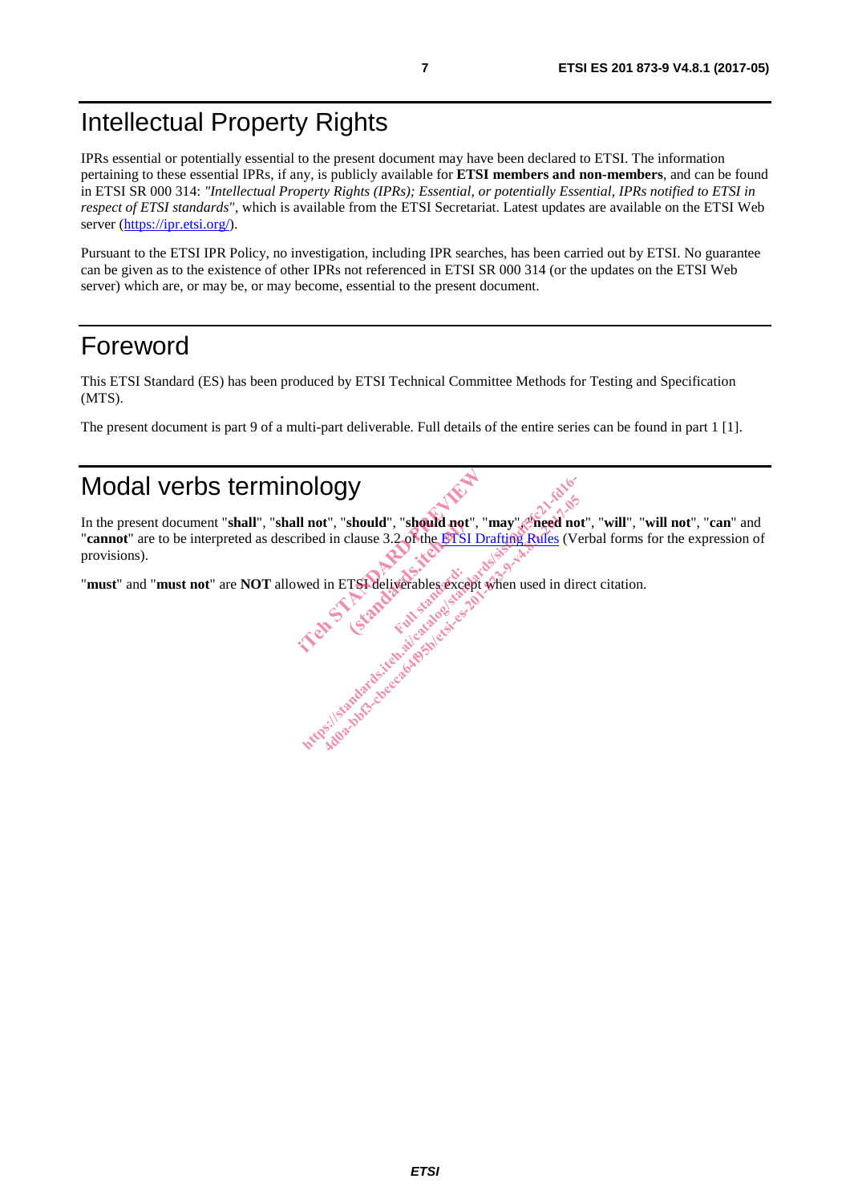# Intellectual Property Rights

IPRs essential or potentially essential to the present document may have been declared to ETSI. The information pertaining to these essential IPRs, if any, is publicly available for **ETSI members and non-members**, and can be found in ETSI SR 000 314: *"Intellectual Property Rights (IPRs); Essential, or potentially Essential, IPRs notified to ETSI in respect of ETSI standards"*, which is available from the ETSI Secretariat. Latest updates are available on the ETSI Web server (https://ipr.etsi.org/).

Pursuant to the ETSI IPR Policy, no investigation, including IPR searches, has been carried out by ETSI. No guarantee can be given as to the existence of other IPRs not referenced in ETSI SR 000 314 (or the updates on the ETSI Web server) which are, or may be, or may become, essential to the present document.

# Foreword

This ETSI Standard (ES) has been produced by ETSI Technical Committee Methods for Testing and Specification (MTS).

The present document is part 9 of a multi-part deliverable. Full details of the entire series can be found in part 1 [1].

# Modal verbs terminology

In the present document "**shall**", "**shall not**", "**should**", "**should not**", "**may**", "**need not**", "**will**", "**will not**", "**can**" and "**cannot**" are to be interpreted as described in clause 3.2 of the ETSI Drafting Rules (Verbal forms for the expression of provisions).

"**must**" and "**must not**" are **NOT** allowed in ETSI deliverables except when used in direct citation.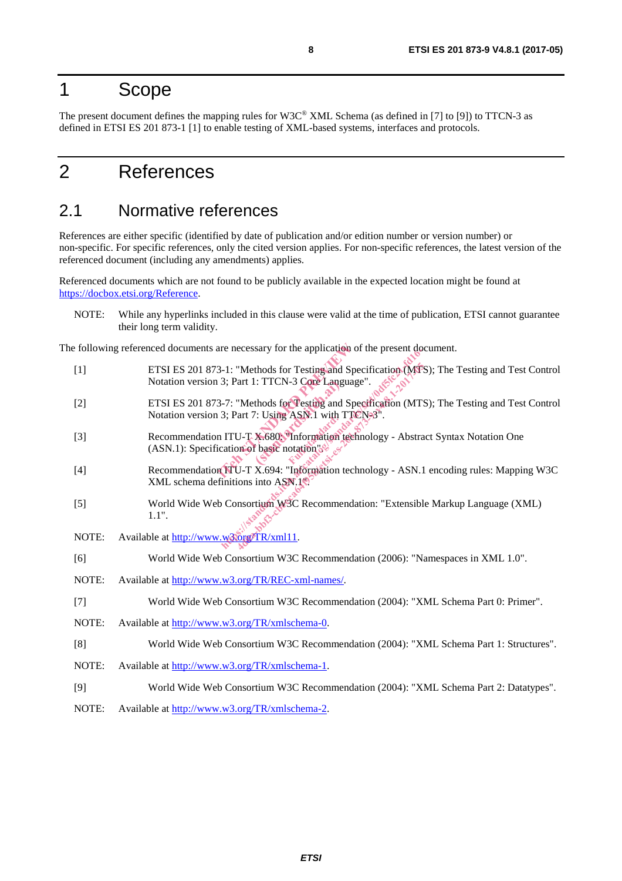# 1 Scope

The present document defines the mapping rules for W3C® XML Schema (as defined in [7] to [9]) to TTCN-3 as defined in ETSI ES 201 873-1 [1] to enable testing of XML-based systems, interfaces and protocols.

# 2 References

## 2.1 Normative references

References are either specific (identified by date of publication and/or edition number or version number) or non-specific. For specific references, only the cited version applies. For non-specific references, the latest version of the referenced document (including any amendments) applies.

Referenced documents which are not found to be publicly available in the expected location might be found at https://docbox.etsi.org/Reference.

NOTE: While any hyperlinks included in this clause were valid at the time of publication, ETSI cannot guarantee their long term validity.

The following referenced documents are necessary for the application of the present document.

[1] ETSI ES 201 873-1: "Methods for Testing and Specification (MTS); The Testing and Test Control Notation version 3; Part 1: TTCN-3 Core Language".

[2] ETSI ES 201 873-7: "Methods for Testing and Specification (MTS); The Testing and Test Control Notation version 3; Part 7: Using ASN.1 with TTCN-3".

[3] Recommendation ITU-T X.680: "Information technology - Abstract Syntax Notation One (ASN.1): Specification of basic notation".

[4] Recommendation ITU-T X.694: "Information technology - ASN.1 encoding rules: Mapping W3C XML schema definitions into ASN.1".

[5] World Wide Web Consortium W3C Recommendation: "Extensible Markup Language (XML) 1.1".

NOTE: Available at http://www.w3.org/TR/xml11.

[6] World Wide Web Consortium W3C Recommendation (2006): "Namespaces in XML 1.0".

NOTE: Available at http://www.w3.org/TR/REC-xml-names/.

[7] World Wide Web Consortium W3C Recommendation (2004): "XML Schema Part 0: Primer".

NOTE: Available at http://www.w3.org/TR/xmlschema-0.

[8] World Wide Web Consortium W3C Recommendation (2004): "XML Schema Part 1: Structures".

NOTE: Available at http://www.w3.org/TR/xmlschema-1.

[9] World Wide Web Consortium W3C Recommendation (2004): "XML Schema Part 2: Datatypes".

NOTE: Available at http://www.w3.org/TR/xmlschema-2.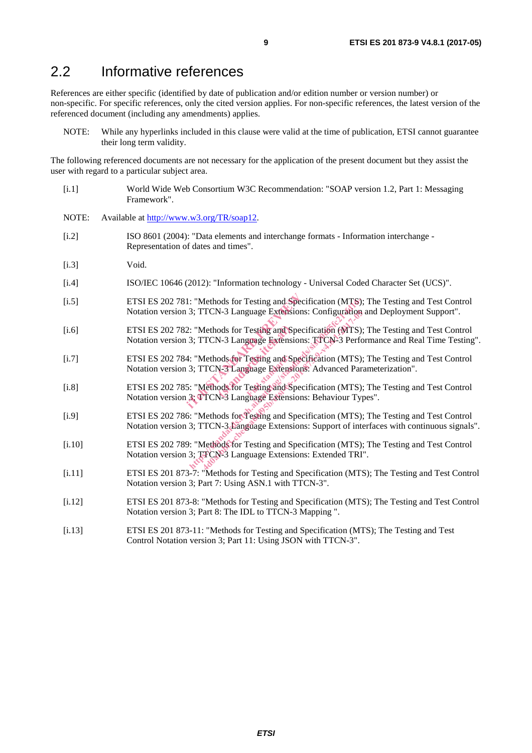## 2.2 Informative references

References are either specific (identified by date of publication and/or edition number or version number) or non-specific. For specific references, only the cited version applies. For non-specific references, the latest version of the referenced document (including any amendments) applies.

NOTE: While any hyperlinks included in this clause were valid at the time of publication, ETSI cannot guarantee their long term validity.

The following referenced documents are not necessary for the application of the present document but they assist the user with regard to a particular subject area.

[i.1] World Wide Web Consortium W3C Recommendation: "SOAP version 1.2, Part 1: Messaging Framework".

NOTE: Available at http://www.w3.org/TR/soap12.

[i.2] ISO 8601 (2004): "Data elements and interchange formats - Information interchange - Representation of dates and times".

[i.3] Void.

[i.4] ISO/IEC 10646 (2012): "Information technology - Universal Coded Character Set (UCS)".

[i.5] ETSI ES 202 781: "Methods for Testing and Specification (MTS); The Testing and Test Control Notation version 3; TTCN-3 Language Extensions: Configuration and Deployment Support".

[i.6] ETSI ES 202 782: "Methods for Testing and Specification (MTS); The Testing and Test Control Notation version 3; TTCN-3 Language Extensions: TTCN-3 Performance and Real Time Testing".

[i.7] ETSI ES 202 784: "Methods for Testing and Specification (MTS); The Testing and Test Control Notation version 3; TTCN-3 Language Extensions: Advanced Parameterization".

[i.8] ETSI ES 202 785: "Methods for Testing and Specification (MTS); The Testing and Test Control Notation version 3; TTCN-3 Language Extensions: Behaviour Types".

[i.9] ETSI ES 202 786: "Methods for Testing and Specification (MTS); The Testing and Test Control Notation version 3; TTCN-3 Language Extensions: Support of interfaces with continuous signals".

[i.10] ETSI ES 202 789: "Methods for Testing and Specification (MTS); The Testing and Test Control Notation version 3; TTCN-3 Language Extensions: Extended TRI".

[i.11] ETSI ES 201 873-7: "Methods for Testing and Specification (MTS); The Testing and Test Control Notation version 3; Part 7: Using ASN.1 with TTCN-3".

[i.12] ETSI ES 201 873-8: "Methods for Testing and Specification (MTS); The Testing and Test Control Notation version 3; Part 8: The IDL to TTCN-3 Mapping ".

[i.13] ETSI ES 201 873-11: "Methods for Testing and Specification (MTS); The Testing and Test Control Notation version 3; Part 11: Using JSON with TTCN-3".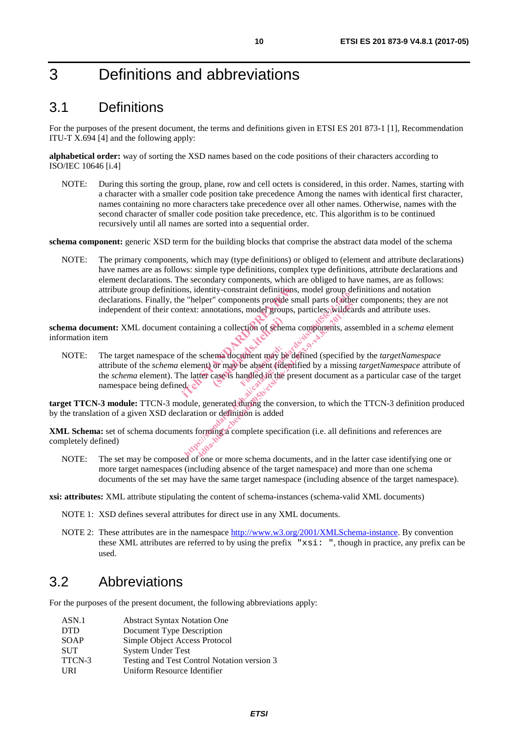# 3 Definitions and abbreviations

## 3.1 Definitions

For the purposes of the present document, the terms and definitions given in ETSI ES 201 873-1 [1], Recommendation ITU-T X.694 [4] and the following apply:

**alphabetical order:** way of sorting the XSD names based on the code positions of their characters according to ISO/IEC 10646 [i.4]

NOTE: During this sorting the group, plane, row and cell octets is considered, in this order. Names, starting with a character with a smaller code position take precedence Among the names with identical first character, names containing no more characters take precedence over all other names. Otherwise, names with the second character of smaller code position take precedence, etc. This algorithm is to be continued recursively until all names are sorted into a sequential order.

**schema component:** generic XSD term for the building blocks that comprise the abstract data model of the schema

NOTE: The primary components, which may (type definitions) or obliged to (element and attribute declarations) have names are as follows: simple type definitions, complex type definitions, attribute declarations and element declarations. The secondary components, which are obliged to have names, are as follows: attribute group definitions, identity-constraint definitions, model group definitions and notation declarations. Finally, the "helper" components provide small parts of other components; they are not independent of their context: annotations, model groups, particles, wildcards and attribute uses.

**schema document:** XML document containing a collection of schema components, assembled in a *schema* element information item

NOTE: The target namespace of the schema document may be defined (specified by the *targetNamespace* attribute of the *schema* element) or may be absent (identified by a missing *targetNamespace* attribute of the *schema* element). The latter case is handled in the present document as a particular case of the target namespace being defined.

**target TTCN-3 module:** TTCN-3 module, generated during the conversion, to which the TTCN-3 definition produced by the translation of a given XSD declaration or definition is added

**XML Schema:** set of schema documents forming a complete specification (i.e. all definitions and references are completely defined)

NOTE: The set may be composed of one or more schema documents, and in the latter case identifying one or more target namespaces (including absence of the target namespace) and more than one schema documents of the set may have the same target namespace (including absence of the target namespace).

**xsi: attributes:** XML attribute stipulating the content of schema-instances (schema-valid XML documents)

NOTE 1: XSD defines several attributes for direct use in any XML documents.

NOTE 2: These attributes are in the namespace http://www.w3.org/2001/XMLSchema-instance. By convention these XML attributes are referred to by using the prefix "`xsi:` ", though in practice, any prefix can be used.

## 3.2 Abbreviations

For the purposes of the present document, the following abbreviations apply:

| | |
|---|---|
| ASN.1 | Abstract Syntax Notation One |
| DTD | Document Type Description |
| SOAP | Simple Object Access Protocol |
| SUT | System Under Test |
| TTCN-3 | Testing and Test Control Notation version 3 |
| URI | Uniform Resource Identifier |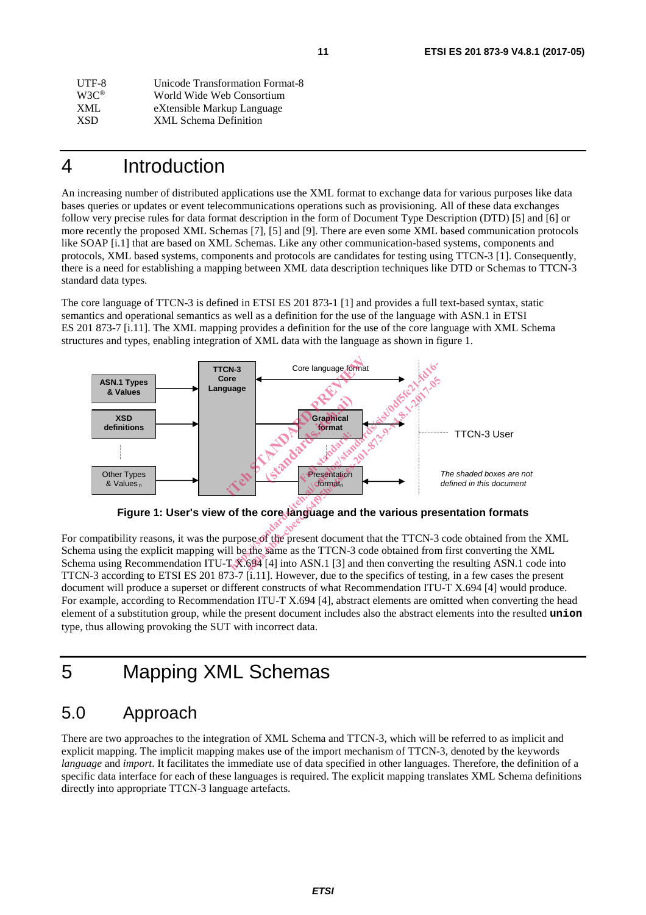| | |
|---|---|
| UTF-8 | Unicode Transformation Format-8 |
| W3C® | World Wide Web Consortium |
| XML | eXtensible Markup Language |
| XSD | XML Schema Definition |

# 4 Introduction

An increasing number of distributed applications use the XML format to exchange data for various purposes like data bases queries or updates or event telecommunications operations such as provisioning. All of these data exchanges follow very precise rules for data format description in the form of Document Type Description (DTD) [5] and [6] or more recently the proposed XML Schemas [7], [5] and [9]. There are even some XML based communication protocols like SOAP [i.1] that are based on XML Schemas. Like any other communication-based systems, components and protocols, XML based systems, components and protocols are candidates for testing using TTCN-3 [1]. Consequently, there is a need for establishing a mapping between XML data description techniques like DTD or Schemas to TTCN-3 standard data types.

The core language of TTCN-3 is defined in ETSI ES 201 873-1 [1] and provides a full text-based syntax, static semantics and operational semantics as well as a definition for the use of the language with ASN.1 in ETSI ES 201 873-7 [i.11]. The XML mapping provides a definition for the use of the core language with XML Schema structures and types, enabling integration of XML data with the language as shown in figure 1.

ASN.1 Types & Values

XSD definitions

Other Types & Values$_n$

TTCN-3 Core Language

Core language format

Graphical format

Presentation format$_n$

TTCN-3 User

*The shaded boxes are not defined in this document*

**Figure 1: User's view of the core language and the various presentation formats**

For compatibility reasons, it was the purpose of the present document that the TTCN-3 code obtained from the XML Schema using the explicit mapping will be the same as the TTCN-3 code obtained from first converting the XML Schema using Recommendation ITU-T X.694 [4] into ASN.1 [3] and then converting the resulting ASN.1 code into TTCN-3 according to ETSI ES 201 873-7 [i.11]. However, due to the specifics of testing, in a few cases the present document will produce a superset or different constructs of what Recommendation ITU-T X.694 [4] would produce. For example, according to Recommendation ITU-T X.694 [4], abstract elements are omitted when converting the head element of a substitution group, while the present document includes also the abstract elements into the resulted **`union`** type, thus allowing provoking the SUT with incorrect data.

# 5 Mapping XML Schemas

## 5.0 Approach

There are two approaches to the integration of XML Schema and TTCN-3, which will be referred to as implicit and explicit mapping. The implicit mapping makes use of the import mechanism of TTCN-3, denoted by the keywords *language* and *import*. It facilitates the immediate use of data specified in other languages. Therefore, the definition of a specific data interface for each of these languages is required. The explicit mapping translates XML Schema definitions directly into appropriate TTCN-3 language artefacts.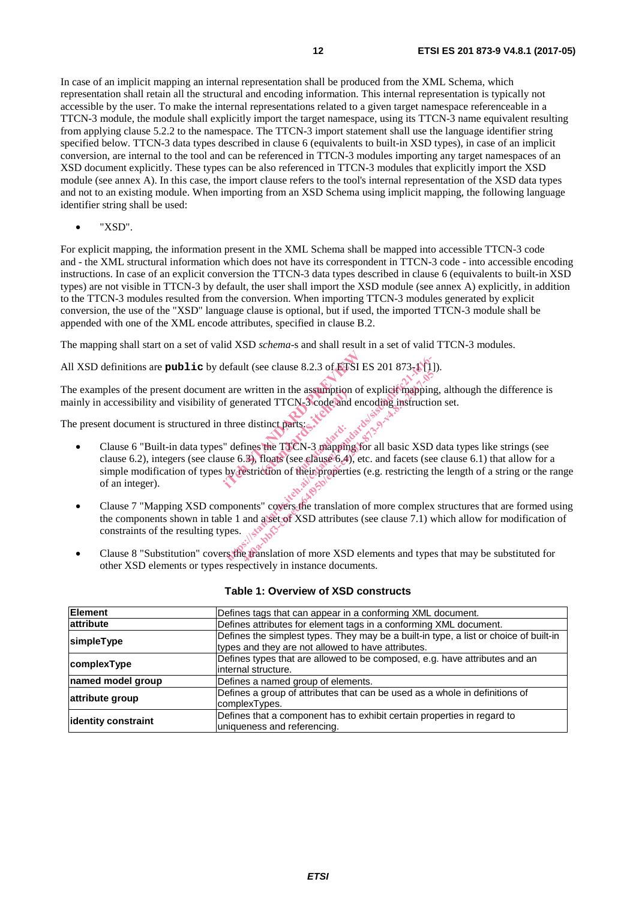In case of an implicit mapping an internal representation shall be produced from the XML Schema, which representation shall retain all the structural and encoding information. This internal representation is typically not accessible by the user. To make the internal representations related to a given target namespace referenceable in a TTCN-3 module, the module shall explicitly import the target namespace, using its TTCN-3 name equivalent resulting from applying clause 5.2.2 to the namespace. The TTCN-3 import statement shall use the language identifier string specified below. TTCN-3 data types described in clause 6 (equivalents to built-in XSD types), in case of an implicit conversion, are internal to the tool and can be referenced in TTCN-3 modules importing any target namespaces of an XSD document explicitly. These types can be also referenced in TTCN-3 modules that explicitly import the XSD module (see annex A). In this case, the import clause refers to the tool's internal representation of the XSD data types and not to an existing module. When importing from an XSD Schema using implicit mapping, the following language identifier string shall be used:

- "XSD".

For explicit mapping, the information present in the XML Schema shall be mapped into accessible TTCN-3 code and - the XML structural information which does not have its correspondent in TTCN-3 code - into accessible encoding instructions. In case of an explicit conversion the TTCN-3 data types described in clause 6 (equivalents to built-in XSD types) are not visible in TTCN-3 by default, the user shall import the XSD module (see annex A) explicitly, in addition to the TTCN-3 modules resulted from the conversion. When importing TTCN-3 modules generated by explicit conversion, the use of the "XSD" language clause is optional, but if used, the imported TTCN-3 module shall be appended with one of the XML encode attributes, specified in clause B.2.

The mapping shall start on a set of valid XSD *schema*-s and shall result in a set of valid TTCN-3 modules.

All XSD definitions are **`public`** by default (see clause 8.2.3 of ETSI ES 201 873-1 [1]).

The examples of the present document are written in the assumption of explicit mapping, although the difference is mainly in accessibility and visibility of generated TTCN-3 code and encoding instruction set.

The present document is structured in three distinct parts:

- Clause 6 "Built-in data types" defines the TTCN-3 mapping for all basic XSD data types like strings (see clause 6.2), integers (see clause 6.3), floats (see clause 6.4), etc. and facets (see clause 6.1) that allow for a simple modification of types by restriction of their properties (e.g. restricting the length of a string or the range of an integer).
- Clause 7 "Mapping XSD components" covers the translation of more complex structures that are formed using the components shown in table 1 and a set of XSD attributes (see clause 7.1) which allow for modification of constraints of the resulting types.
- Clause 8 "Substitution" covers the translation of more XSD elements and types that may be substituted for other XSD elements or types respectively in instance documents.

**Table 1: Overview of XSD constructs**

| | |
|---|---|
| **Element** | Defines tags that can appear in a conforming XML document. |
| **attribute** | Defines attributes for element tags in a conforming XML document. |
| **simpleType** | Defines the simplest types. They may be a built-in type, a list or choice of built-in types and they are not allowed to have attributes. |
| **complexType** | Defines types that are allowed to be composed, e.g. have attributes and an internal structure. |
| **named model group** | Defines a named group of elements. |
| **attribute group** | Defines a group of attributes that can be used as a whole in definitions of complexTypes. |
| **identity constraint** | Defines that a component has to exhibit certain properties in regard to uniqueness and referencing. |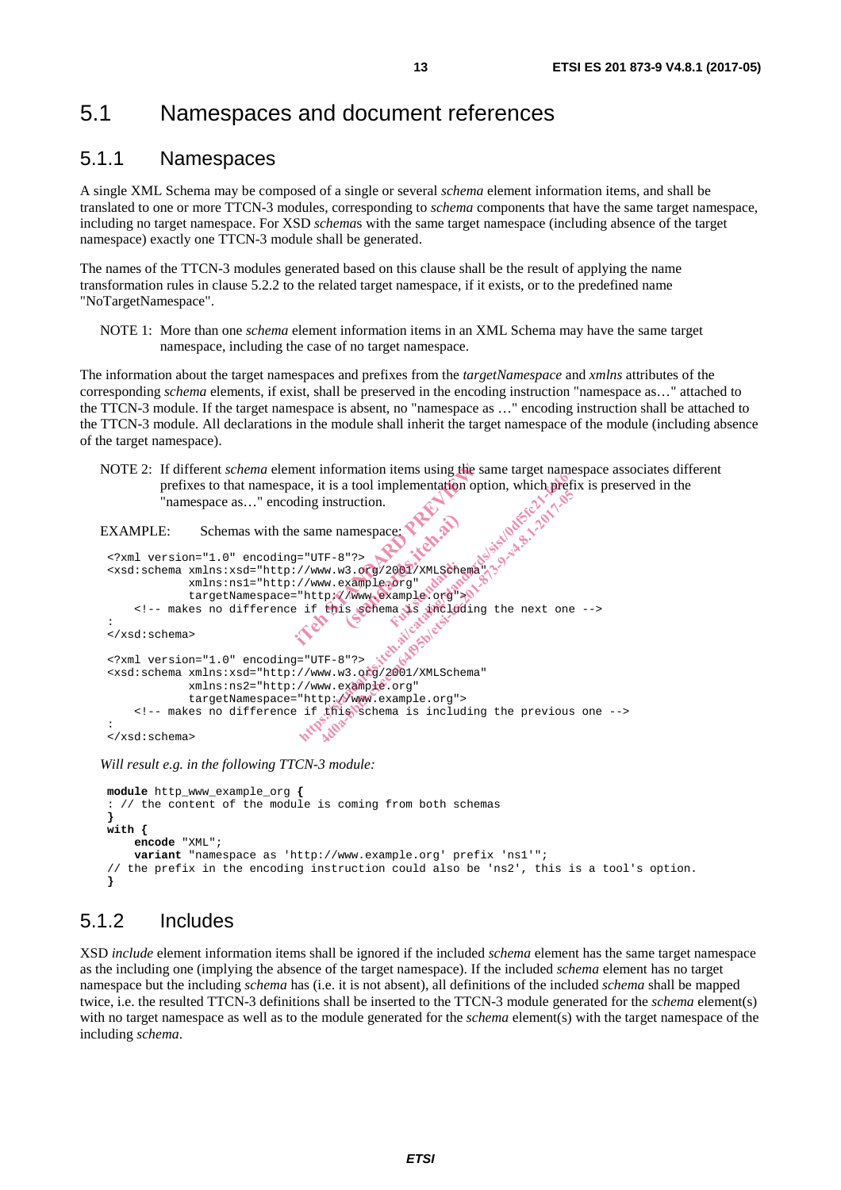# 5.1 Namespaces and document references

## 5.1.1 Namespaces

A single XML Schema may be composed of a single or several *schema* element information items, and shall be translated to one or more TTCN-3 modules, corresponding to *schema* components that have the same target namespace, including no target namespace. For XSD *schema*s with the same target namespace (including absence of the target namespace) exactly one TTCN-3 module shall be generated.

The names of the TTCN-3 modules generated based on this clause shall be the result of applying the name transformation rules in clause 5.2.2 to the related target namespace, if it exists, or to the predefined name "NoTargetNamespace".

NOTE 1: More than one *schema* element information items in an XML Schema may have the same target namespace, including the case of no target namespace.

The information about the target namespaces and prefixes from the *targetNamespace* and *xmlns* attributes of the corresponding *schema* elements, if exist, shall be preserved in the encoding instruction "namespace as…" attached to the TTCN-3 module. If the target namespace is absent, no "namespace as …" encoding instruction shall be attached to the TTCN-3 module. All declarations in the module shall inherit the target namespace of the module (including absence of the target namespace).

NOTE 2: If different *schema* element information items using the same target namespace associates different prefixes to that namespace, it is a tool implementation option, which prefix is preserved in the "namespace as…" encoding instruction.

EXAMPLE: Schemas with the same namespace:

```
<?xml version="1.0" encoding="UTF-8"?>
<xsd:schema xmlns:xsd="http://www.w3.org/2001/XMLSchema"
            xmlns:ns1="http://www.example.org"
            targetNamespace="http://www.example.org">
    <!-- makes no difference if this schema is including the next one -->
:
</xsd:schema>

<?xml version="1.0" encoding="UTF-8"?>
<xsd:schema xmlns:xsd="http://www.w3.org/2001/XMLSchema"
            xmlns:ns2="http://www.example.org"
            targetNamespace="http://www.example.org">
    <!-- makes no difference if this schema is including the previous one -->
:
</xsd:schema>
```

*Will result e.g. in the following TTCN-3 module:*

```
module http_www_example_org {
: // the content of the module is coming from both schemas
}
with {
    encode "XML";
    variant "namespace as 'http://www.example.org' prefix 'ns1'";
// the prefix in the encoding instruction could also be 'ns2', this is a tool's option.
}
```

## 5.1.2 Includes

XSD *include* element information items shall be ignored if the included *schema* element has the same target namespace as the including one (implying the absence of the target namespace). If the included *schema* element has no target namespace but the including *schema* has (i.e. it is not absent), all definitions of the included *schema* shall be mapped twice, i.e. the resulted TTCN-3 definitions shall be inserted to the TTCN-3 module generated for the *schema* element(s) with no target namespace as well as to the module generated for the *schema* element(s) with the target namespace of the including *schema*.